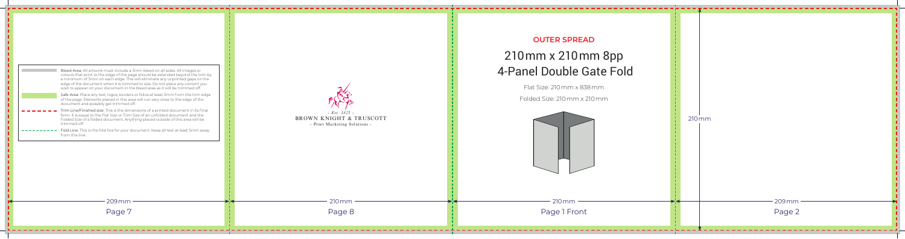Bleed Area: All artwork must include a 3mm bleed on all sides. All images or colours that print to the edge of the page should be extended beyond the trim by a minimum of 3mm on each edge. This will eliminate any unprinted gaps on the edge of the document when it is trimmed to size. Do not place any content you wish to appear on your document in the bleed area as it will be trimmed off.

Safe Area: Place any text, logos, borders or folios at least 5mm from the trim edge of the page. Elements placed in this area will run very close to the edge of the document and possibly get trimmed off.

Trim Line/Finished size: This is the dimensions of a printed document in its final form. It is equal to the Flat Size or Trim Size of an unfolded document and the Folded Size of a folded document. Anything placed outside of this area will be trimmed off.

Fold Line: This is the fold line for your document. Keep all text at least 5mm away from this line.

209mm

Page 7

- Est. 1825 -

BROWN KNIGHT & TRUSCOTT

- Print Marketing Solutions -

210mm

Page 8

## OUTER SPREAD

# 210mm x 210mm 8pp 4-Panel Double Gate Fold

Flat Size: 210mm x 838mm

Folded Size: 210mm x 210mm

210mm

Page 1 Front

210mm

209mm

Page 2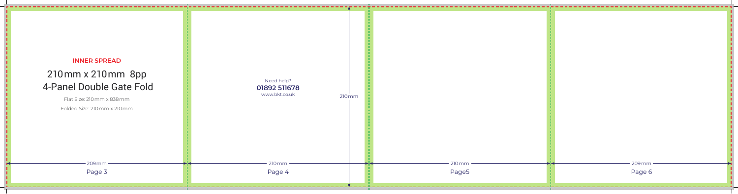**INNER SPREAD**

## 210 mm x 210 mm 8pp
## 4-Panel Double Gate Fold

Flat Size: 210 mm x 838 mm

Folded Size: 210 mm x 210 mm

Need help?

**01892 511678**

www.bkt.co.uk

210 mm

209 mm

Page 3

210 mm

Page 4

210 mm

Page5

209 mm

Page 6